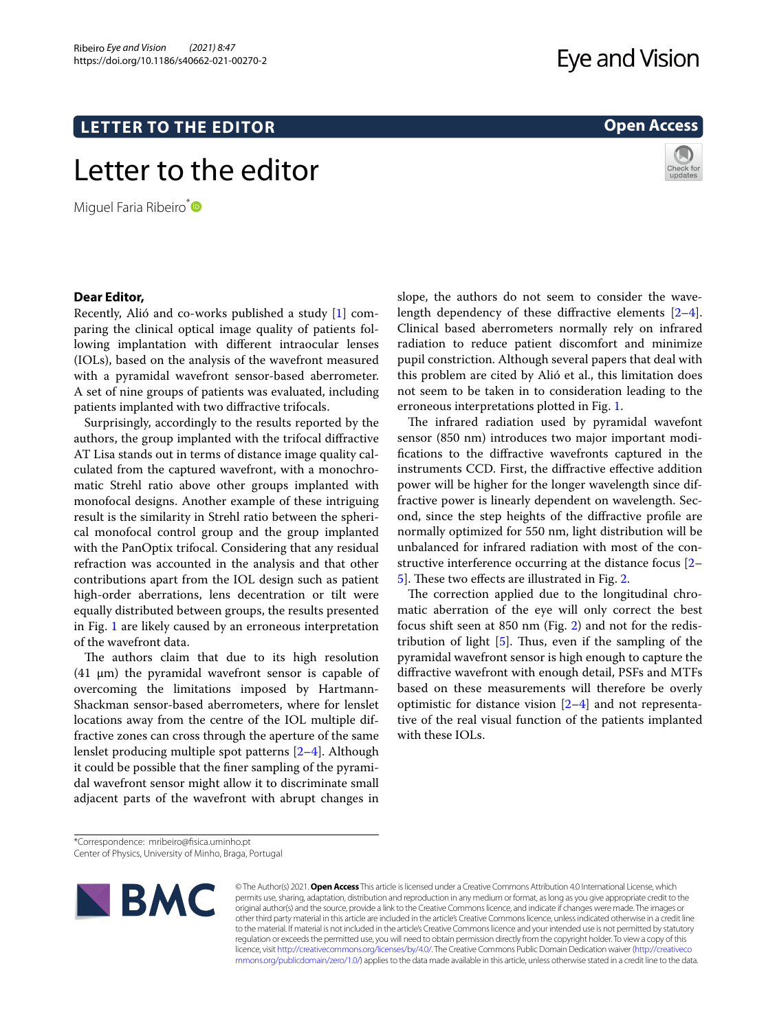LETTER TO THE EDITOR

Open Access

# Letter to the editor

Miguel Faria Ribeiro*

**Dear Editor,**

Recently, Alió and co-works published a study [1] comparing the clinical optical image quality of patients following implantation with different intraocular lenses (IOLs), based on the analysis of the wavefront measured with a pyramidal wavefront sensor-based aberrometer. A set of nine groups of patients was evaluated, including patients implanted with two diffractive trifocals.

Surprisingly, accordingly to the results reported by the authors, the group implanted with the trifocal diffractive AT Lisa stands out in terms of distance image quality calculated from the captured wavefront, with a monochromatic Strehl ratio above other groups implanted with monofocal designs. Another example of these intriguing result is the similarity in Strehl ratio between the spherical monofocal control group and the group implanted with the PanOptix trifocal. Considering that any residual refraction was accounted in the analysis and that other contributions apart from the IOL design such as patient high-order aberrations, lens decentration or tilt were equally distributed between groups, the results presented in Fig. 1 are likely caused by an erroneous interpretation of the wavefront data.

The authors claim that due to its high resolution (41 µm) the pyramidal wavefront sensor is capable of overcoming the limitations imposed by Hartmann-Shackman sensor-based aberrometers, where for lenslet locations away from the centre of the IOL multiple diffractive zones can cross through the aperture of the same lenslet producing multiple spot patterns [2–4]. Although it could be possible that the finer sampling of the pyramidal wavefront sensor might allow it to discriminate small adjacent parts of the wavefront with abrupt changes in slope, the authors do not seem to consider the wavelength dependency of these diffractive elements [2–4]. Clinical based aberrometers normally rely on infrared radiation to reduce patient discomfort and minimize pupil constriction. Although several papers that deal with this problem are cited by Alió et al., this limitation does not seem to be taken in to consideration leading to the erroneous interpretations plotted in Fig. 1.

The infrared radiation used by pyramidal wavefont sensor (850 nm) introduces two major important modifications to the diffractive wavefronts captured in the instruments CCD. First, the diffractive effective addition power will be higher for the longer wavelength since diffractive power is linearly dependent on wavelength. Second, since the step heights of the diffractive profile are normally optimized for 550 nm, light distribution will be unbalanced for infrared radiation with most of the constructive interference occurring at the distance focus [2–5]. These two effects are illustrated in Fig. 2.

The correction applied due to the longitudinal chromatic aberration of the eye will only correct the best focus shift seen at 850 nm (Fig. 2) and not for the redistribution of light [5]. Thus, even if the sampling of the pyramidal wavefront sensor is high enough to capture the diffractive wavefront with enough detail, PSFs and MTFs based on these measurements will therefore be overly optimistic for distance vision [2–4] and not representative of the real visual function of the patients implanted with these IOLs.

*Correspondence: mribeiro@fisica.uminho.pt
Center of Physics, University of Minho, Braga, Portugal

© The Author(s) 2021. **Open Access** This article is licensed under a Creative Commons Attribution 4.0 International License, which permits use, sharing, adaptation, distribution and reproduction in any medium or format, as long as you give appropriate credit to the original author(s) and the source, provide a link to the Creative Commons licence, and indicate if changes were made. The images or other third party material in this article are included in the article's Creative Commons licence, unless indicated otherwise in a credit line to the material. If material is not included in the article's Creative Commons licence and your intended use is not permitted by statutory regulation or exceeds the permitted use, you will need to obtain permission directly from the copyright holder. To view a copy of this licence, visit http://creativecommons.org/licenses/by/4.0/. The Creative Commons Public Domain Dedication waiver (http://creativecommons.org/publicdomain/zero/1.0/) applies to the data made available in this article, unless otherwise stated in a credit line to the data.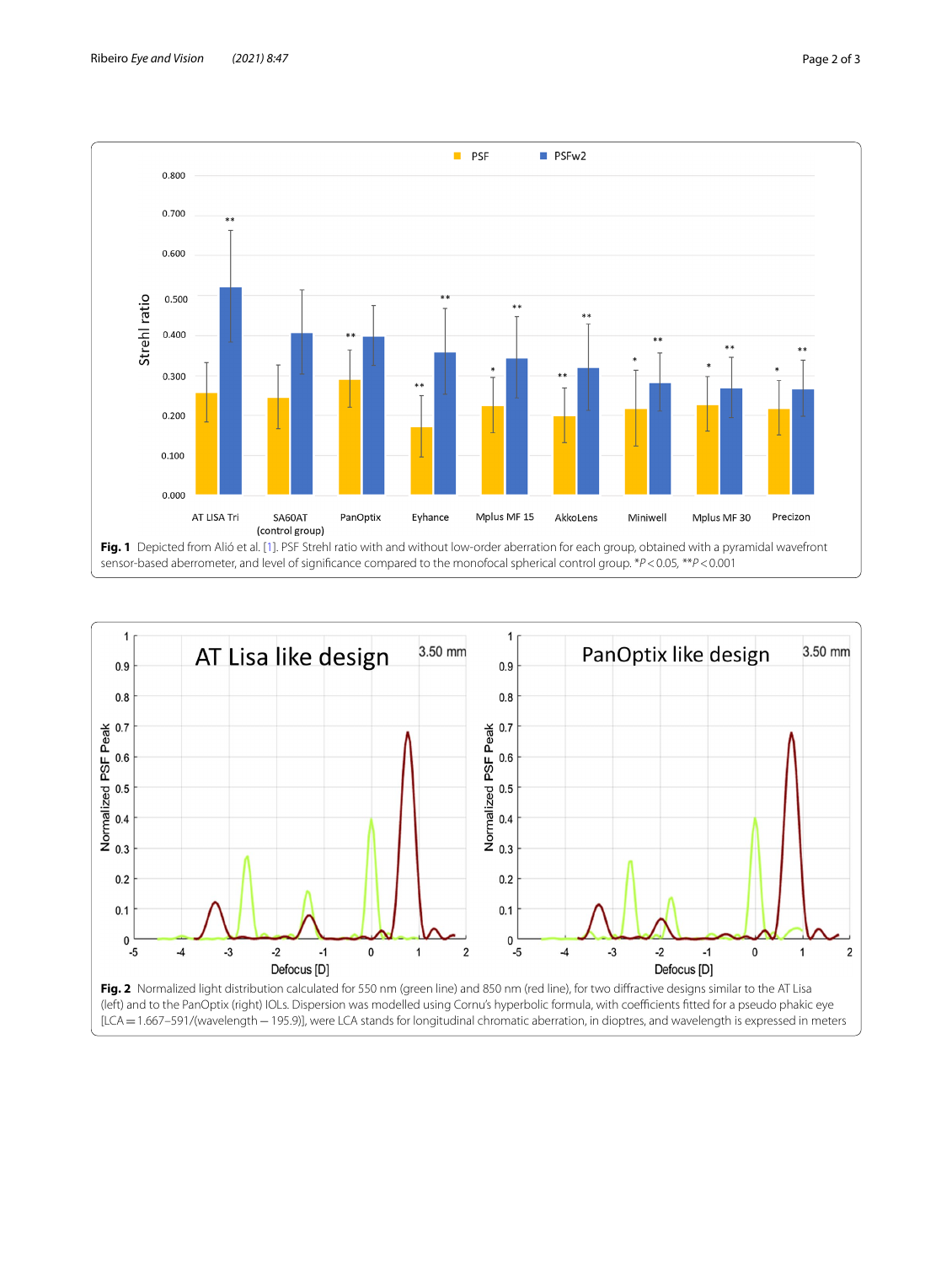**Fig. 1** Depicted from Alió et al. [1]. PSF Strehl ratio with and without low-order aberration for each group, obtained with a pyramidal wavefront sensor-based aberrometer, and level of significance compared to the monofocal spherical control group. *$P < 0.05$, **$P < 0.001$

**Fig. 2** Normalized light distribution calculated for 550 nm (green line) and 850 nm (red line), for two diffractive designs similar to the AT Lisa (left) and to the PanOptix (right) IOLs. Dispersion was modelled using Cornu's hyperbolic formula, with coefficients fitted for a pseudo phakic eye [LCA = 1.667–591/(wavelength − 195.9)], were LCA stands for longitudinal chromatic aberration, in dioptres, and wavelength is expressed in meters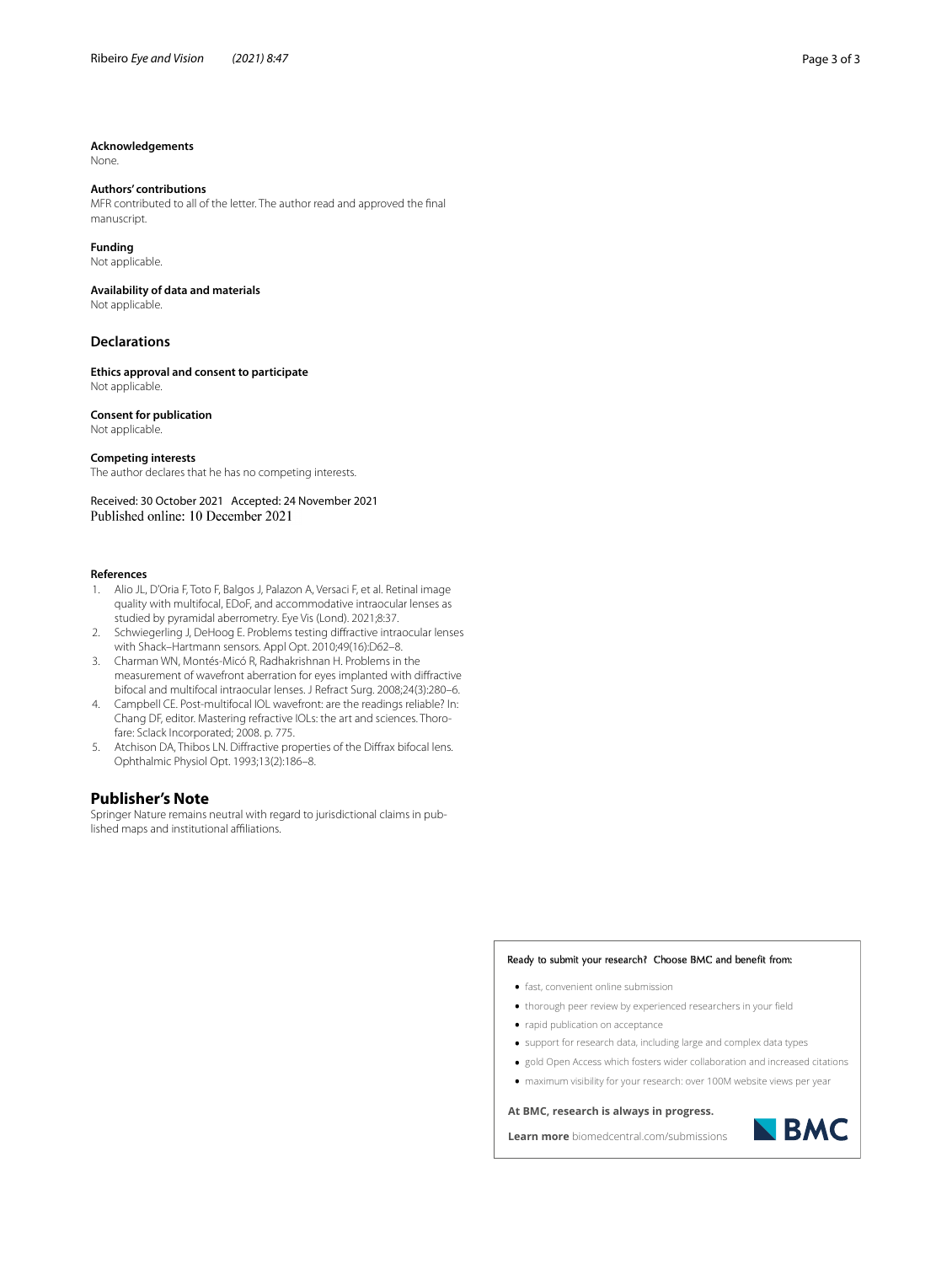**Acknowledgements**

None.

**Authors' contributions**

MFR contributed to all of the letter. The author read and approved the final manuscript.

**Funding**

Not applicable.

**Availability of data and materials**

Not applicable.

## Declarations

**Ethics approval and consent to participate**

Not applicable.

**Consent for publication**

Not applicable.

**Competing interests**

The author declares that he has no competing interests.

Received: 30 October 2021 Accepted: 24 November 2021
Published online: 10 December 2021

**References**

1. Alio JL, D'Oria F, Toto F, Balgos J, Palazon A, Versaci F, et al. Retinal image quality with multifocal, EDoF, and accommodative intraocular lenses as studied by pyramidal aberrometry. Eye Vis (Lond). 2021;8:37.
2. Schwiegerling J, DeHoog E. Problems testing diffractive intraocular lenses with Shack–Hartmann sensors. Appl Opt. 2010;49(16):D62–8.
3. Charman WN, Montés-Micó R, Radhakrishnan H. Problems in the measurement of wavefront aberration for eyes implanted with diffractive bifocal and multifocal intraocular lenses. J Refract Surg. 2008;24(3):280–6.
4. Campbell CE. Post-multifocal IOL wavefront: are the readings reliable? In: Chang DF, editor. Mastering refractive IOLs: the art and sciences. Thorofare: Sclack Incorporated; 2008. p. 775.
5. Atchison DA, Thibos LN. Diffractive properties of the Diffrax bifocal lens. Ophthalmic Physiol Opt. 1993;13(2):186–8.

## Publisher's Note

Springer Nature remains neutral with regard to jurisdictional claims in published maps and institutional affiliations.

Ready to submit your research? Choose BMC and benefit from:

- fast, convenient online submission
- thorough peer review by experienced researchers in your field
- rapid publication on acceptance
- support for research data, including large and complex data types
- gold Open Access which fosters wider collaboration and increased citations
- maximum visibility for your research: over 100M website views per year

**At BMC, research is always in progress.**

**Learn more** biomedcentral.com/submissions

BMC